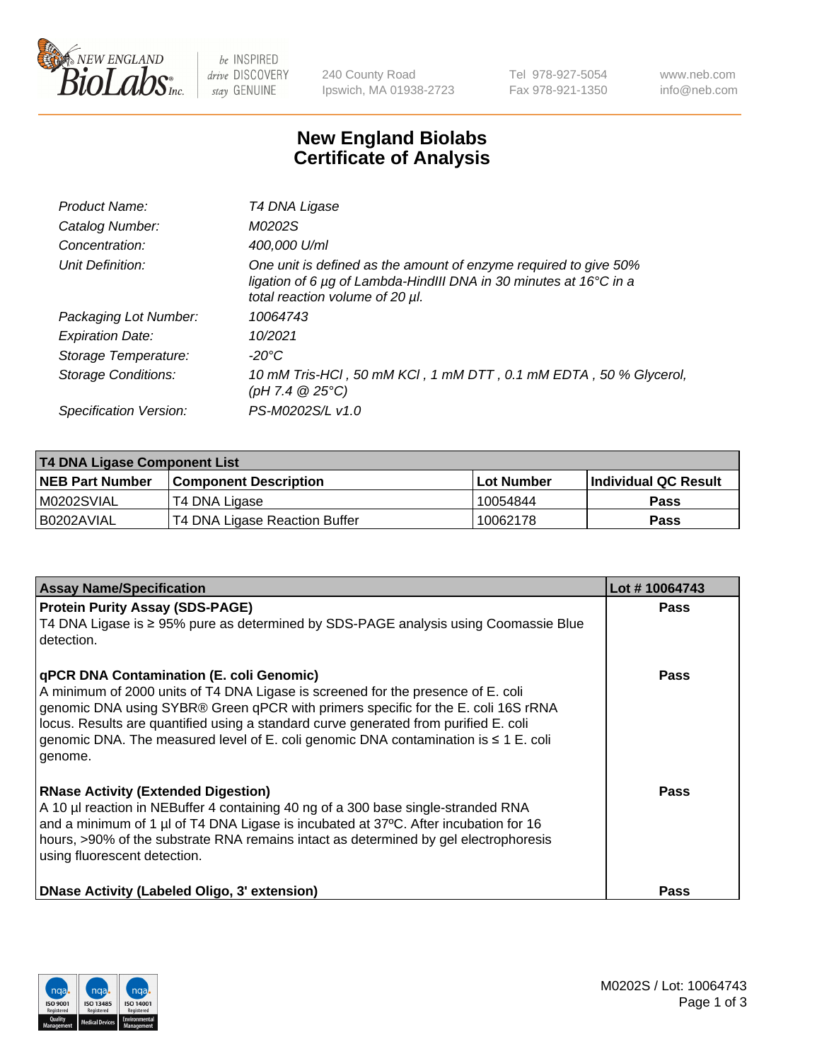# New England Biolabs Certificate of Analysis

| | |
|---|---|
| Product Name: | *T4 DNA Ligase* |
| Catalog Number: | *M0202S* |
| Concentration: | *400,000 U/ml* |
| Unit Definition: | *One unit is defined as the amount of enzyme required to give 50% ligation of 6 µg of Lambda-HindIII DNA in 30 minutes at 16°C in a total reaction volume of 20 µl.* |
| Packaging Lot Number: | *10064743* |
| Expiration Date: | *10/2021* |
| Storage Temperature: | *-20°C* |
| Storage Conditions: | *10 mM Tris-HCl , 50 mM KCl , 1 mM DTT , 0.1 mM EDTA , 50 % Glycerol, (pH 7.4 @ 25°C)* |
| Specification Version: | *PS-M0202S/L v1.0* |

**T4 DNA Ligase Component List**

| NEB Part Number | Component Description | Lot Number | Individual QC Result |
|---|---|---|---|
| M0202SVIAL | T4 DNA Ligase | 10054844 | Pass |
| B0202AVIAL | T4 DNA Ligase Reaction Buffer | 10062178 | Pass |

| Assay Name/Specification | Lot # 10064743 |
|---|---|
| **Protein Purity Assay (SDS-PAGE)**<br>T4 DNA Ligase is ≥ 95% pure as determined by SDS-PAGE analysis using Coomassie Blue detection. | Pass |
| **qPCR DNA Contamination (E. coli Genomic)**<br>A minimum of 2000 units of T4 DNA Ligase is screened for the presence of E. coli genomic DNA using SYBR® Green qPCR with primers specific for the E. coli 16S rRNA locus. Results are quantified using a standard curve generated from purified E. coli genomic DNA. The measured level of E. coli genomic DNA contamination is ≤ 1 E. coli genome. | Pass |
| **RNase Activity (Extended Digestion)**<br>A 10 µl reaction in NEBuffer 4 containing 40 ng of a 300 base single-stranded RNA and a minimum of 1 µl of T4 DNA Ligase is incubated at 37ºC. After incubation for 16 hours, >90% of the substrate RNA remains intact as determined by gel electrophoresis using fluorescent detection. | Pass |
| **DNase Activity (Labeled Oligo, 3' extension)** | Pass |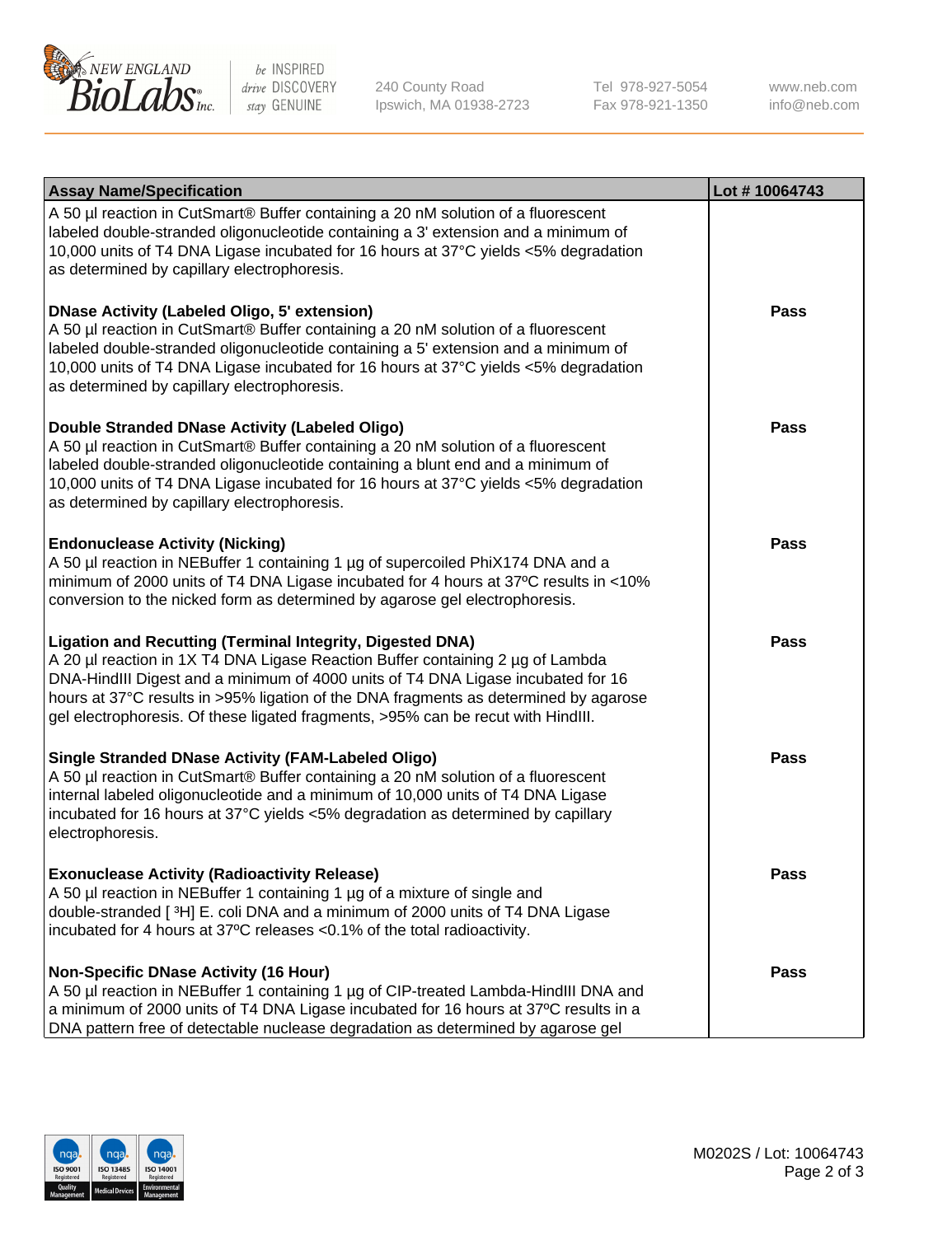| Assay Name/Specification | Lot # 10064743 |
| --- | --- |
| A 50 µl reaction in CutSmart® Buffer containing a 20 nM solution of a fluorescent labeled double-stranded oligonucleotide containing a 3' extension and a minimum of 10,000 units of T4 DNA Ligase incubated for 16 hours at 37°C yields <5% degradation as determined by capillary electrophoresis. | |
| **DNase Activity (Labeled Oligo, 5' extension)**<br>A 50 µl reaction in CutSmart® Buffer containing a 20 nM solution of a fluorescent labeled double-stranded oligonucleotide containing a 5' extension and a minimum of 10,000 units of T4 DNA Ligase incubated for 16 hours at 37°C yields <5% degradation as determined by capillary electrophoresis. | **Pass** |
| **Double Stranded DNase Activity (Labeled Oligo)**<br>A 50 µl reaction in CutSmart® Buffer containing a 20 nM solution of a fluorescent labeled double-stranded oligonucleotide containing a blunt end and a minimum of 10,000 units of T4 DNA Ligase incubated for 16 hours at 37°C yields <5% degradation as determined by capillary electrophoresis. | **Pass** |
| **Endonuclease Activity (Nicking)**<br>A 50 µl reaction in NEBuffer 1 containing 1 µg of supercoiled PhiX174 DNA and a minimum of 2000 units of T4 DNA Ligase incubated for 4 hours at 37ºC results in <10% conversion to the nicked form as determined by agarose gel electrophoresis. | **Pass** |
| **Ligation and Recutting (Terminal Integrity, Digested DNA)**<br>A 20 µl reaction in 1X T4 DNA Ligase Reaction Buffer containing 2 µg of Lambda DNA-HindIII Digest and a minimum of 4000 units of T4 DNA Ligase incubated for 16 hours at 37°C results in >95% ligation of the DNA fragments as determined by agarose gel electrophoresis. Of these ligated fragments, >95% can be recut with HindIII. | **Pass** |
| **Single Stranded DNase Activity (FAM-Labeled Oligo)**<br>A 50 µl reaction in CutSmart® Buffer containing a 20 nM solution of a fluorescent internal labeled oligonucleotide and a minimum of 10,000 units of T4 DNA Ligase incubated for 16 hours at 37°C yields <5% degradation as determined by capillary electrophoresis. | **Pass** |
| **Exonuclease Activity (Radioactivity Release)**<br>A 50 µl reaction in NEBuffer 1 containing 1 µg of a mixture of single and double-stranded [ $^{3}$H] E. coli DNA and a minimum of 2000 units of T4 DNA Ligase incubated for 4 hours at 37ºC releases <0.1% of the total radioactivity. | **Pass** |
| **Non-Specific DNase Activity (16 Hour)**<br>A 50 µl reaction in NEBuffer 1 containing 1 µg of CIP-treated Lambda-HindIII DNA and a minimum of 2000 units of T4 DNA Ligase incubated for 16 hours at 37ºC results in a DNA pattern free of detectable nuclease degradation as determined by agarose gel | **Pass** |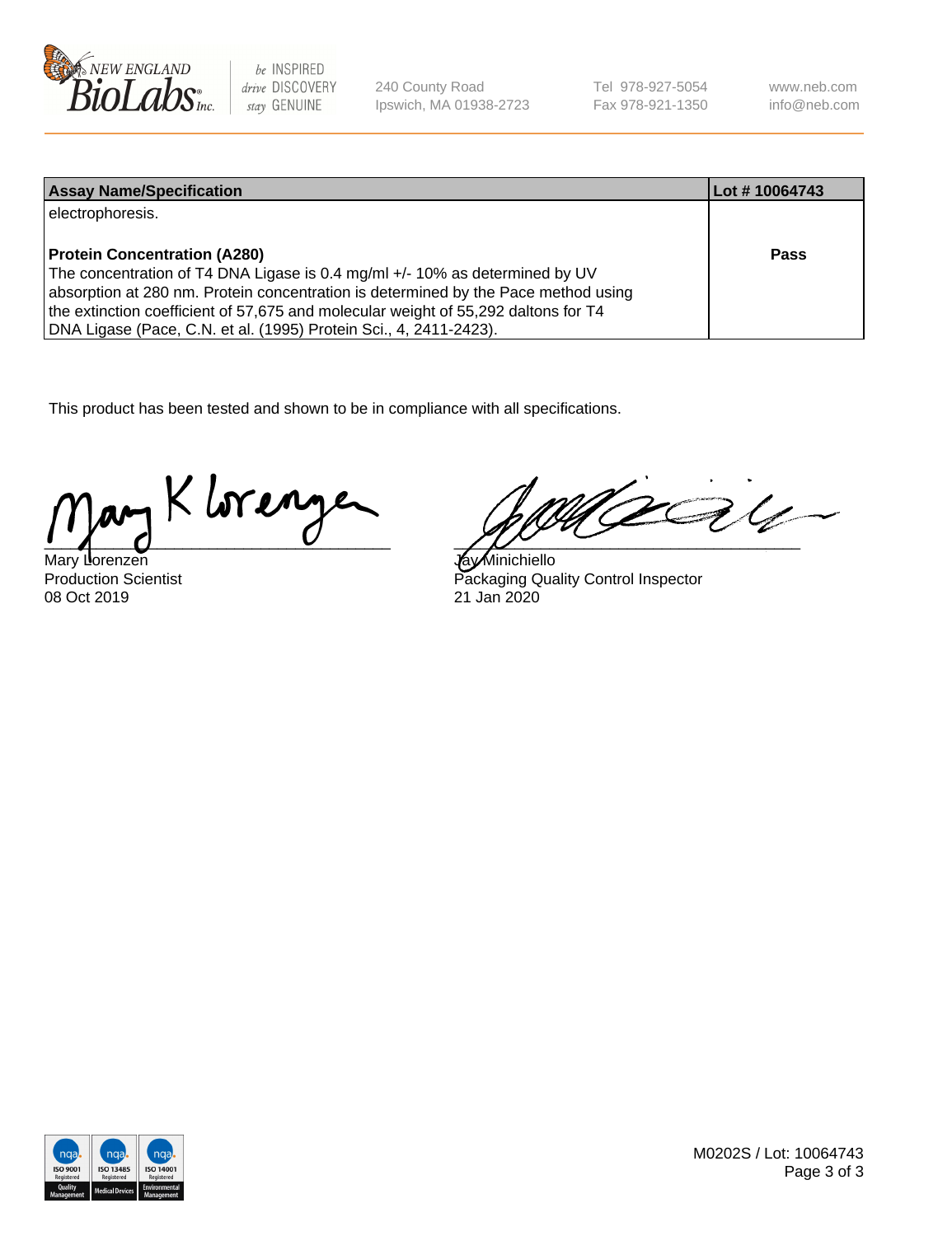| Assay Name/Specification | Lot # 10064743 |
| --- | --- |
| electrophoresis. | |
| **Protein Concentration (A280)**<br>The concentration of T4 DNA Ligase is 0.4 mg/ml +/- 10% as determined by UV absorption at 280 nm. Protein concentration is determined by the Pace method using the extinction coefficient of 57,675 and molecular weight of 55,292 daltons for T4 DNA Ligase (Pace, C.N. et al. (1995) Protein Sci., 4, 2411-2423). | **Pass** |

This product has been tested and shown to be in compliance with all specifications.

Mary Lorenzen
Production Scientist
08 Oct 2019

Jay Minichiello
Packaging Quality Control Inspector
21 Jan 2020

M0202S / Lot: 10064743